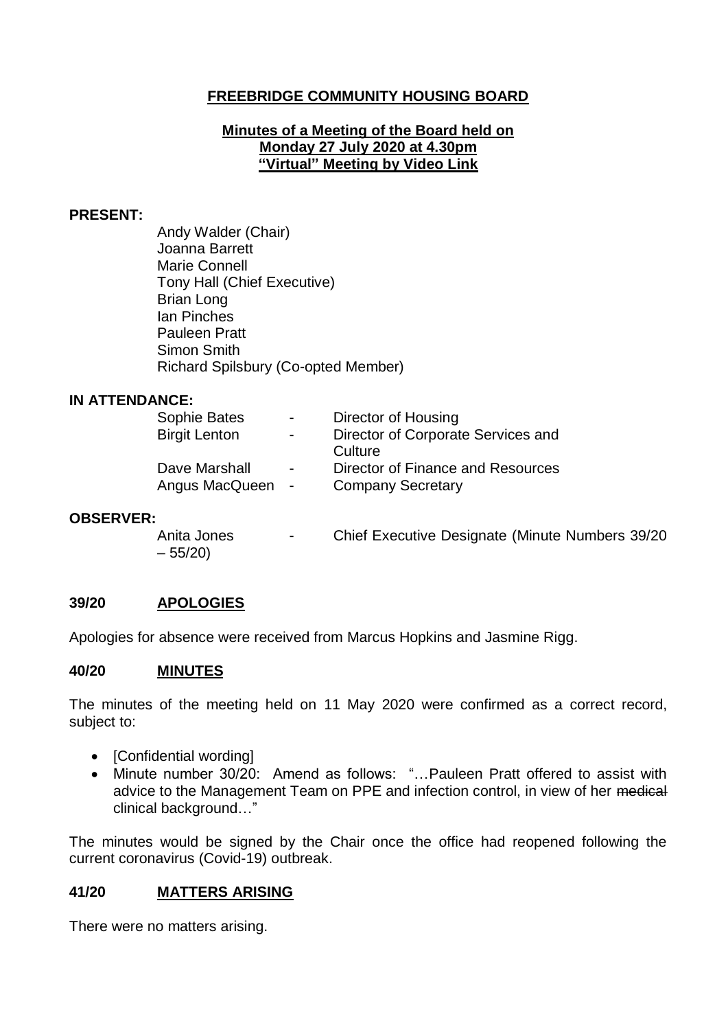# FREEBRIDGE COMMUNITY HOUSING BOARD

**Minutes of a Meeting of the Board held on**
**Monday 27 July 2020 at 4.30pm**
**"Virtual" Meeting by Video Link**

**PRESENT:**

Andy Walder (Chair)
Joanna Barrett
Marie Connell
Tony Hall (Chief Executive)
Brian Long
Ian Pinches
Pauleen Pratt
Simon Smith
Richard Spilsbury (Co-opted Member)

**IN ATTENDANCE:**

| | | |
|---|---|---|
| Sophie Bates | - | Director of Housing |
| Birgit Lenton | - | Director of Corporate Services and Culture |
| Dave Marshall | - | Director of Finance and Resources |
| Angus MacQueen | - | Company Secretary |

**OBSERVER:**

| | | |
|---|---|---|
| Anita Jones | - | Chief Executive Designate (Minute Numbers 39/20 – 55/20) |

## 39/20 APOLOGIES

Apologies for absence were received from Marcus Hopkins and Jasmine Rigg.

## 40/20 MINUTES

The minutes of the meeting held on 11 May 2020 were confirmed as a correct record, subject to:

- [Confidential wording]
- Minute number 30/20: Amend as follows: "…Pauleen Pratt offered to assist with advice to the Management Team on PPE and infection control, in view of her ~~medical~~ clinical background…"

The minutes would be signed by the Chair once the office had reopened following the current coronavirus (Covid-19) outbreak.

## 41/20 MATTERS ARISING

There were no matters arising.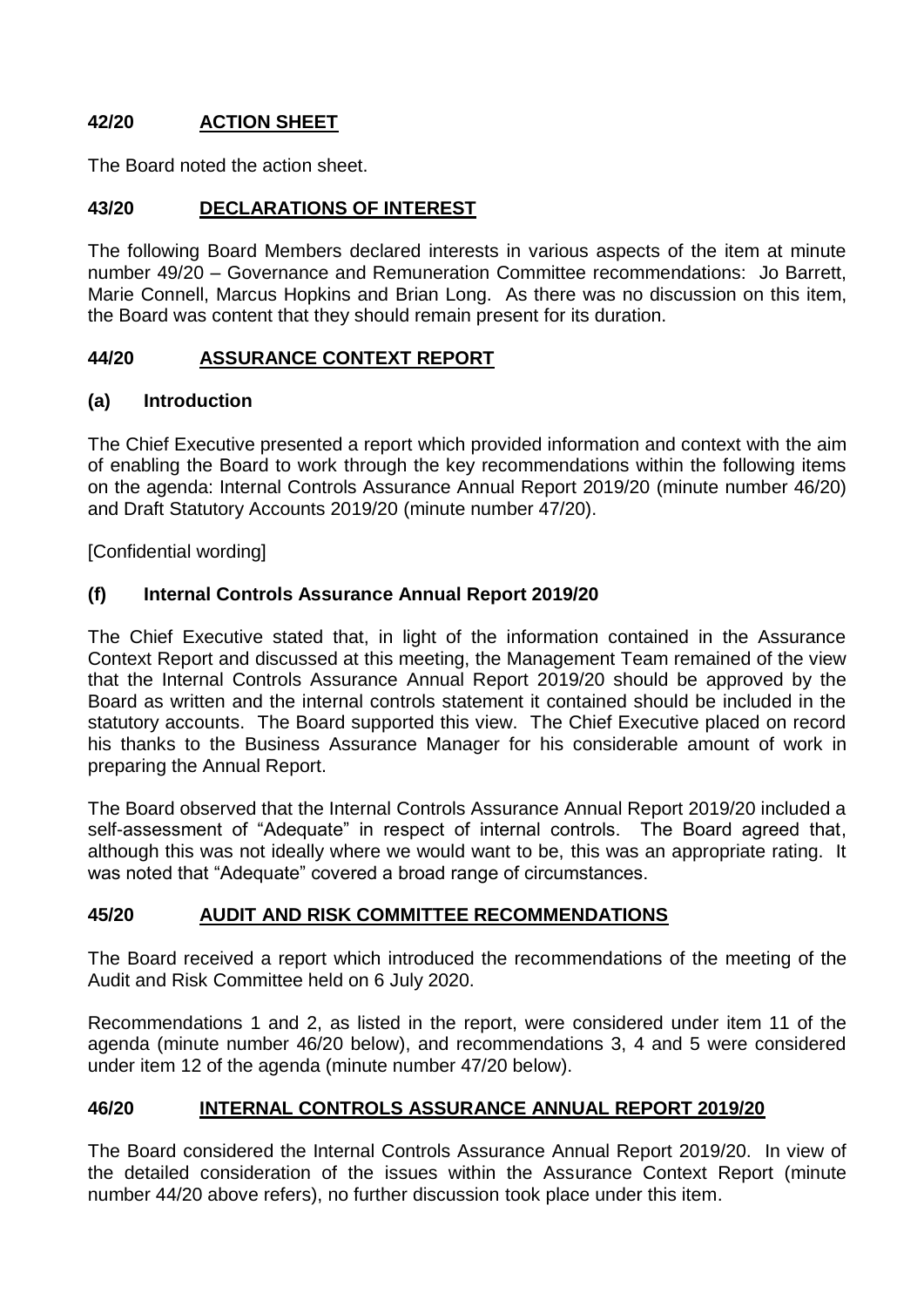## 42/20 ACTION SHEET

The Board noted the action sheet.

## 43/20 DECLARATIONS OF INTEREST

The following Board Members declared interests in various aspects of the item at minute number 49/20 – Governance and Remuneration Committee recommendations: Jo Barrett, Marie Connell, Marcus Hopkins and Brian Long. As there was no discussion on this item, the Board was content that they should remain present for its duration.

## 44/20 ASSURANCE CONTEXT REPORT

### (a) Introduction

The Chief Executive presented a report which provided information and context with the aim of enabling the Board to work through the key recommendations within the following items on the agenda: Internal Controls Assurance Annual Report 2019/20 (minute number 46/20) and Draft Statutory Accounts 2019/20 (minute number 47/20).

[Confidential wording]

### (f) Internal Controls Assurance Annual Report 2019/20

The Chief Executive stated that, in light of the information contained in the Assurance Context Report and discussed at this meeting, the Management Team remained of the view that the Internal Controls Assurance Annual Report 2019/20 should be approved by the Board as written and the internal controls statement it contained should be included in the statutory accounts. The Board supported this view. The Chief Executive placed on record his thanks to the Business Assurance Manager for his considerable amount of work in preparing the Annual Report.

The Board observed that the Internal Controls Assurance Annual Report 2019/20 included a self-assessment of "Adequate" in respect of internal controls. The Board agreed that, although this was not ideally where we would want to be, this was an appropriate rating. It was noted that "Adequate" covered a broad range of circumstances.

## 45/20 AUDIT AND RISK COMMITTEE RECOMMENDATIONS

The Board received a report which introduced the recommendations of the meeting of the Audit and Risk Committee held on 6 July 2020.

Recommendations 1 and 2, as listed in the report, were considered under item 11 of the agenda (minute number 46/20 below), and recommendations 3, 4 and 5 were considered under item 12 of the agenda (minute number 47/20 below).

## 46/20 INTERNAL CONTROLS ASSURANCE ANNUAL REPORT 2019/20

The Board considered the Internal Controls Assurance Annual Report 2019/20. In view of the detailed consideration of the issues within the Assurance Context Report (minute number 44/20 above refers), no further discussion took place under this item.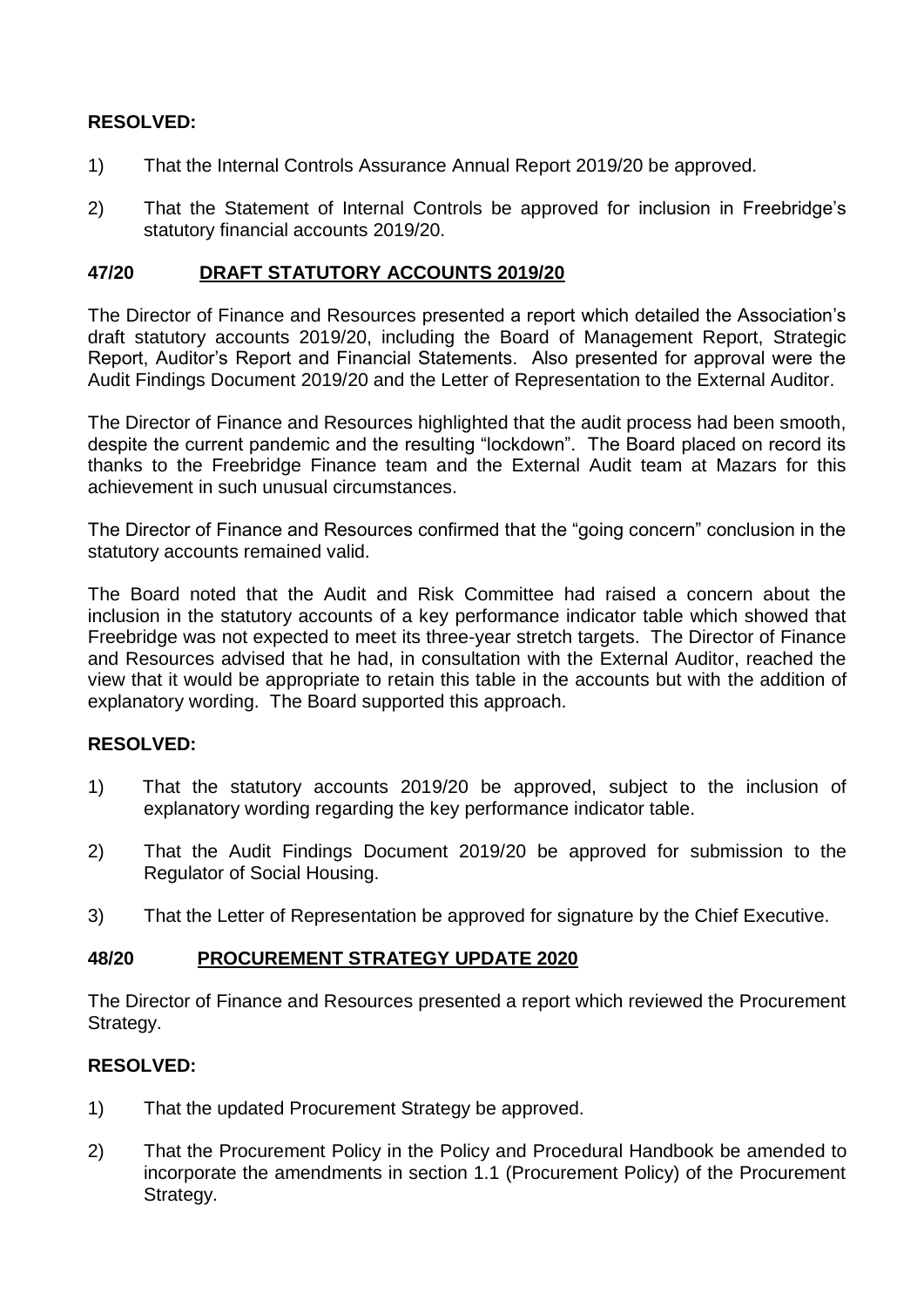**RESOLVED:**

1) That the Internal Controls Assurance Annual Report 2019/20 be approved.

2) That the Statement of Internal Controls be approved for inclusion in Freebridge's statutory financial accounts 2019/20.

## 47/20 DRAFT STATUTORY ACCOUNTS 2019/20

The Director of Finance and Resources presented a report which detailed the Association's draft statutory accounts 2019/20, including the Board of Management Report, Strategic Report, Auditor's Report and Financial Statements. Also presented for approval were the Audit Findings Document 2019/20 and the Letter of Representation to the External Auditor.

The Director of Finance and Resources highlighted that the audit process had been smooth, despite the current pandemic and the resulting "lockdown". The Board placed on record its thanks to the Freebridge Finance team and the External Audit team at Mazars for this achievement in such unusual circumstances.

The Director of Finance and Resources confirmed that the "going concern" conclusion in the statutory accounts remained valid.

The Board noted that the Audit and Risk Committee had raised a concern about the inclusion in the statutory accounts of a key performance indicator table which showed that Freebridge was not expected to meet its three-year stretch targets. The Director of Finance and Resources advised that he had, in consultation with the External Auditor, reached the view that it would be appropriate to retain this table in the accounts but with the addition of explanatory wording. The Board supported this approach.

**RESOLVED:**

1) That the statutory accounts 2019/20 be approved, subject to the inclusion of explanatory wording regarding the key performance indicator table.

2) That the Audit Findings Document 2019/20 be approved for submission to the Regulator of Social Housing.

3) That the Letter of Representation be approved for signature by the Chief Executive.

## 48/20 PROCUREMENT STRATEGY UPDATE 2020

The Director of Finance and Resources presented a report which reviewed the Procurement Strategy.

**RESOLVED:**

1) That the updated Procurement Strategy be approved.

2) That the Procurement Policy in the Policy and Procedural Handbook be amended to incorporate the amendments in section 1.1 (Procurement Policy) of the Procurement Strategy.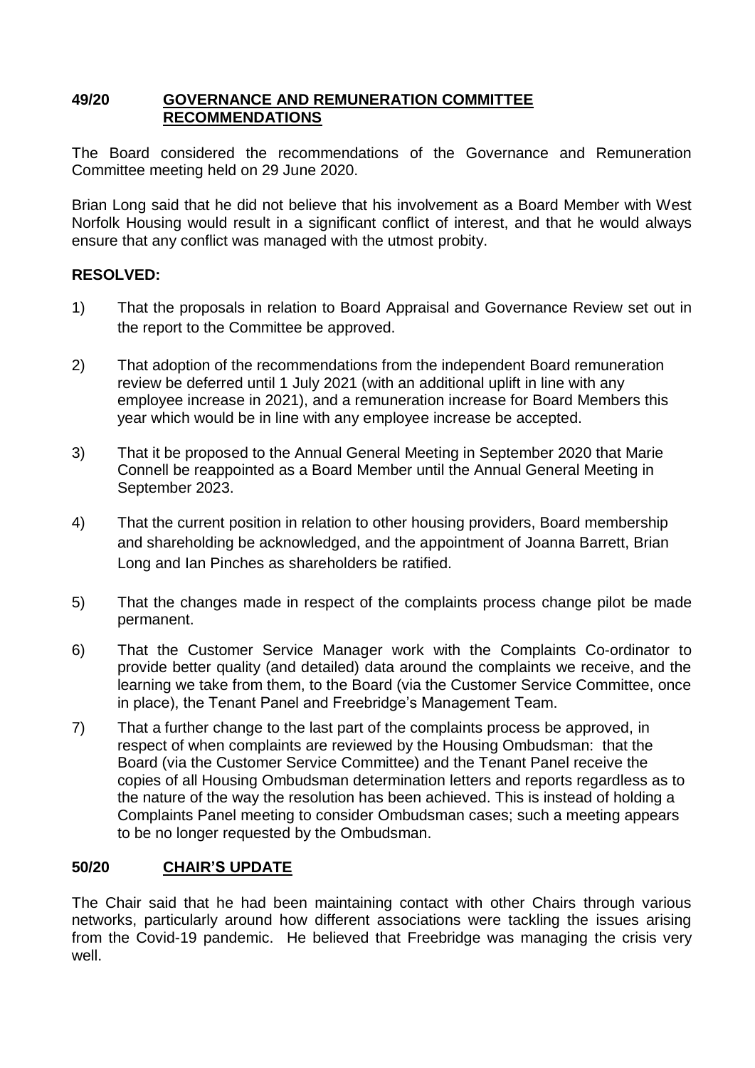## 49/20 GOVERNANCE AND REMUNERATION COMMITTEE RECOMMENDATIONS

The Board considered the recommendations of the Governance and Remuneration Committee meeting held on 29 June 2020.

Brian Long said that he did not believe that his involvement as a Board Member with West Norfolk Housing would result in a significant conflict of interest, and that he would always ensure that any conflict was managed with the utmost probity.

**RESOLVED:**

1) That the proposals in relation to Board Appraisal and Governance Review set out in the report to the Committee be approved.

2) That adoption of the recommendations from the independent Board remuneration review be deferred until 1 July 2021 (with an additional uplift in line with any employee increase in 2021), and a remuneration increase for Board Members this year which would be in line with any employee increase be accepted.

3) That it be proposed to the Annual General Meeting in September 2020 that Marie Connell be reappointed as a Board Member until the Annual General Meeting in September 2023.

4) That the current position in relation to other housing providers, Board membership and shareholding be acknowledged, and the appointment of Joanna Barrett, Brian Long and Ian Pinches as shareholders be ratified.

5) That the changes made in respect of the complaints process change pilot be made permanent.

6) That the Customer Service Manager work with the Complaints Co-ordinator to provide better quality (and detailed) data around the complaints we receive, and the learning we take from them, to the Board (via the Customer Service Committee, once in place), the Tenant Panel and Freebridge's Management Team.

7) That a further change to the last part of the complaints process be approved, in respect of when complaints are reviewed by the Housing Ombudsman: that the Board (via the Customer Service Committee) and the Tenant Panel receive the copies of all Housing Ombudsman determination letters and reports regardless as to the nature of the way the resolution has been achieved. This is instead of holding a Complaints Panel meeting to consider Ombudsman cases; such a meeting appears to be no longer requested by the Ombudsman.

## 50/20 CHAIR'S UPDATE

The Chair said that he had been maintaining contact with other Chairs through various networks, particularly around how different associations were tackling the issues arising from the Covid-19 pandemic. He believed that Freebridge was managing the crisis very well.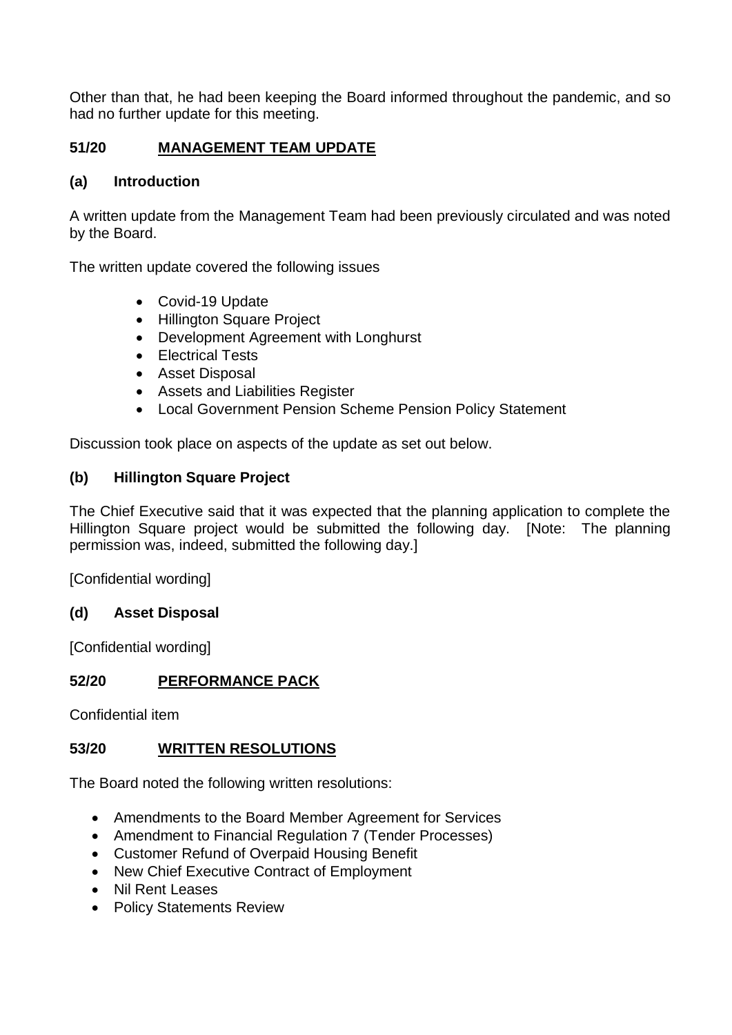Other than that, he had been keeping the Board informed throughout the pandemic, and so had no further update for this meeting.

## 51/20 MANAGEMENT TEAM UPDATE

### (a) Introduction

A written update from the Management Team had been previously circulated and was noted by the Board.

The written update covered the following issues

- Covid-19 Update
- Hillington Square Project
- Development Agreement with Longhurst
- Electrical Tests
- Asset Disposal
- Assets and Liabilities Register
- Local Government Pension Scheme Pension Policy Statement

Discussion took place on aspects of the update as set out below.

### (b) Hillington Square Project

The Chief Executive said that it was expected that the planning application to complete the Hillington Square project would be submitted the following day. [Note: The planning permission was, indeed, submitted the following day.]

[Confidential wording]

### (d) Asset Disposal

[Confidential wording]

## 52/20 PERFORMANCE PACK

Confidential item

## 53/20 WRITTEN RESOLUTIONS

The Board noted the following written resolutions:

- Amendments to the Board Member Agreement for Services
- Amendment to Financial Regulation 7 (Tender Processes)
- Customer Refund of Overpaid Housing Benefit
- New Chief Executive Contract of Employment
- Nil Rent Leases
- Policy Statements Review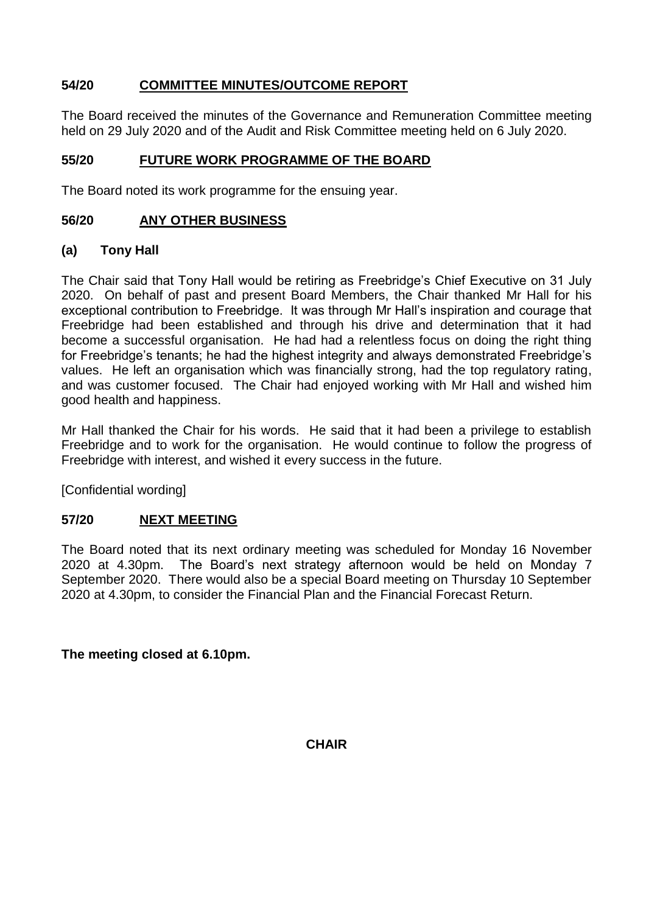## 54/20 COMMITTEE MINUTES/OUTCOME REPORT

The Board received the minutes of the Governance and Remuneration Committee meeting held on 29 July 2020 and of the Audit and Risk Committee meeting held on 6 July 2020.

## 55/20 FUTURE WORK PROGRAMME OF THE BOARD

The Board noted its work programme for the ensuing year.

## 56/20 ANY OTHER BUSINESS

### (a) Tony Hall

The Chair said that Tony Hall would be retiring as Freebridge's Chief Executive on 31 July 2020. On behalf of past and present Board Members, the Chair thanked Mr Hall for his exceptional contribution to Freebridge. It was through Mr Hall's inspiration and courage that Freebridge had been established and through his drive and determination that it had become a successful organisation. He had had a relentless focus on doing the right thing for Freebridge's tenants; he had the highest integrity and always demonstrated Freebridge's values. He left an organisation which was financially strong, had the top regulatory rating, and was customer focused. The Chair had enjoyed working with Mr Hall and wished him good health and happiness.

Mr Hall thanked the Chair for his words. He said that it had been a privilege to establish Freebridge and to work for the organisation. He would continue to follow the progress of Freebridge with interest, and wished it every success in the future.

[Confidential wording]

## 57/20 NEXT MEETING

The Board noted that its next ordinary meeting was scheduled for Monday 16 November 2020 at 4.30pm. The Board's next strategy afternoon would be held on Monday 7 September 2020. There would also be a special Board meeting on Thursday 10 September 2020 at 4.30pm, to consider the Financial Plan and the Financial Forecast Return.

**The meeting closed at 6.10pm.**

**CHAIR**